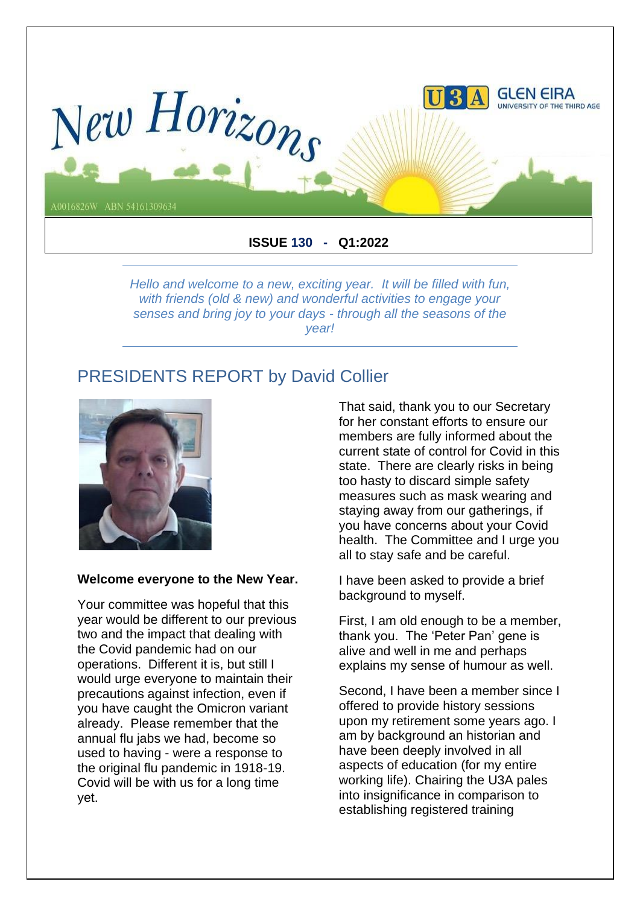# New Horizons

U3A GLEN EIRA UNIVERSITY OF THE THIRD AGE

A0016826W ABN 54161309634

**ISSUE 130 - Q1:2022**

---

*Hello and welcome to a new, exciting year. It will be filled with fun, with friends (old & new) and wonderful activities to engage your senses and bring joy to your days - through all the seasons of the year!*

---

## PRESIDENTS REPORT by David Collier

**Welcome everyone to the New Year.**

Your committee was hopeful that this year would be different to our previous two and the impact that dealing with the Covid pandemic had on our operations. Different it is, but still I would urge everyone to maintain their precautions against infection, even if you have caught the Omicron variant already. Please remember that the annual flu jabs we had, become so used to having - were a response to the original flu pandemic in 1918-19. Covid will be with us for a long time yet.

That said, thank you to our Secretary for her constant efforts to ensure our members are fully informed about the current state of control for Covid in this state. There are clearly risks in being too hasty to discard simple safety measures such as mask wearing and staying away from our gatherings, if you have concerns about your Covid health. The Committee and I urge you all to stay safe and be careful.

I have been asked to provide a brief background to myself.

First, I am old enough to be a member, thank you. The 'Peter Pan' gene is alive and well in me and perhaps explains my sense of humour as well.

Second, I have been a member since I offered to provide history sessions upon my retirement some years ago. I am by background an historian and have been deeply involved in all aspects of education (for my entire working life). Chairing the U3A pales into insignificance in comparison to establishing registered training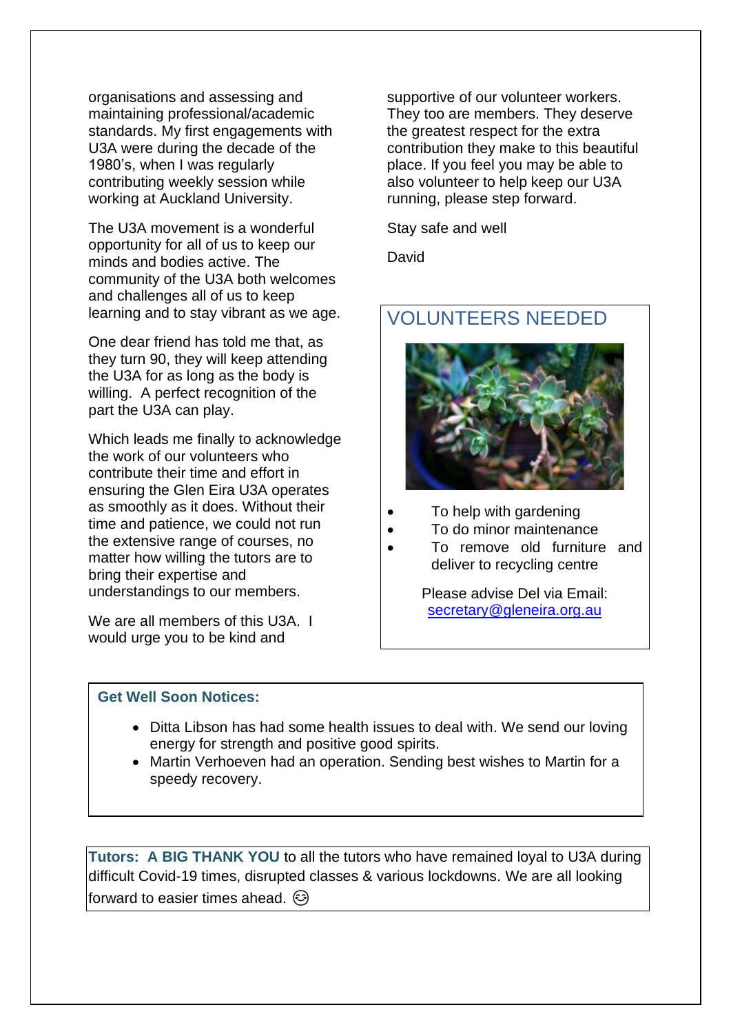organisations and assessing and maintaining professional/academic standards. My first engagements with U3A were during the decade of the 1980's, when I was regularly contributing weekly session while working at Auckland University.

The U3A movement is a wonderful opportunity for all of us to keep our minds and bodies active. The community of the U3A both welcomes and challenges all of us to keep learning and to stay vibrant as we age.

One dear friend has told me that, as they turn 90, they will keep attending the U3A for as long as the body is willing. A perfect recognition of the part the U3A can play.

Which leads me finally to acknowledge the work of our volunteers who contribute their time and effort in ensuring the Glen Eira U3A operates as smoothly as it does. Without their time and patience, we could not run the extensive range of courses, no matter how willing the tutors are to bring their expertise and understandings to our members.

We are all members of this U3A. I would urge you to be kind and supportive of our volunteer workers. They too are members. They deserve the greatest respect for the extra contribution they make to this beautiful place. If you feel you may be able to also volunteer to help keep our U3A running, please step forward.

Stay safe and well

David

## VOLUNTEERS NEEDED

- To help with gardening
- To do minor maintenance
- To remove old furniture and deliver to recycling centre

Please advise Del via Email: secretary@gleneira.org.au

**Get Well Soon Notices:**

- Ditta Libson has had some health issues to deal with. We send our loving energy for strength and positive good spirits.
- Martin Verhoeven had an operation. Sending best wishes to Martin for a speedy recovery.

**Tutors: A BIG THANK YOU** to all the tutors who have remained loyal to U3A during difficult Covid-19 times, disrupted classes & various lockdowns. We are all looking forward to easier times ahead. 😌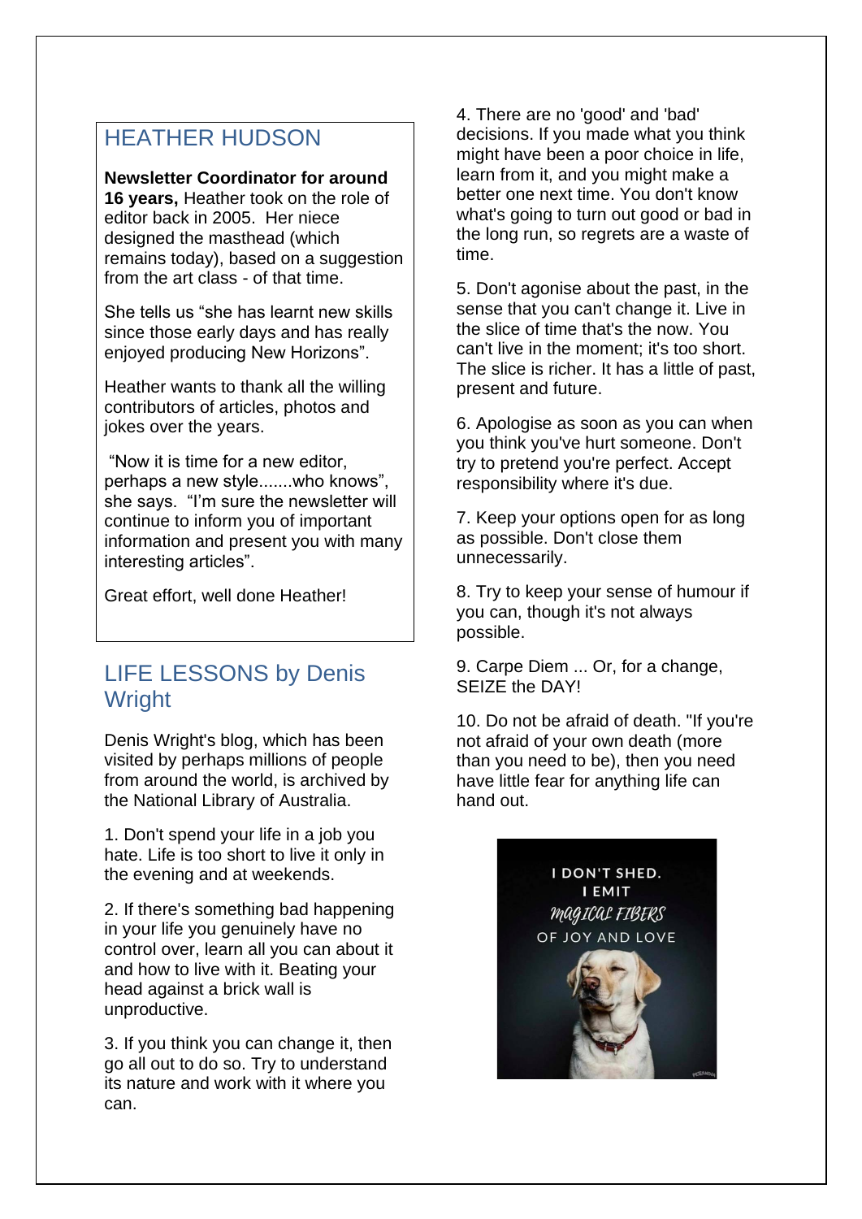## HEATHER HUDSON

**Newsletter Coordinator for around 16 years,** Heather took on the role of editor back in 2005. Her niece designed the masthead (which remains today), based on a suggestion from the art class - of that time.

She tells us "she has learnt new skills since those early days and has really enjoyed producing New Horizons".

Heather wants to thank all the willing contributors of articles, photos and jokes over the years.

"Now it is time for a new editor, perhaps a new style.......who knows", she says. "I'm sure the newsletter will continue to inform you of important information and present you with many interesting articles".

Great effort, well done Heather!

## LIFE LESSONS by Denis Wright

Denis Wright's blog, which has been visited by perhaps millions of people from around the world, is archived by the National Library of Australia.

1. Don't spend your life in a job you hate. Life is too short to live it only in the evening and at weekends.

2. If there's something bad happening in your life you genuinely have no control over, learn all you can about it and how to live with it. Beating your head against a brick wall is unproductive.

3. If you think you can change it, then go all out to do so. Try to understand its nature and work with it where you can.

4. There are no 'good' and 'bad' decisions. If you made what you think might have been a poor choice in life, learn from it, and you might make a better one next time. You don't know what's going to turn out good or bad in the long run, so regrets are a waste of time.

5. Don't agonise about the past, in the sense that you can't change it. Live in the slice of time that's the now. You can't live in the moment; it's too short. The slice is richer. It has a little of past, present and future.

6. Apologise as soon as you can when you think you've hurt someone. Don't try to pretend you're perfect. Accept responsibility where it's due.

7. Keep your options open for as long as possible. Don't close them unnecessarily.

8. Try to keep your sense of humour if you can, though it's not always possible.

9. Carpe Diem ... Or, for a change, SEIZE the DAY!

10. Do not be afraid of death. "If you're not afraid of your own death (more than you need to be), then you need have little fear for anything life can hand out.

I DON'T SHED.
I EMIT
MAGICAL FIBERS
OF JOY AND LOVE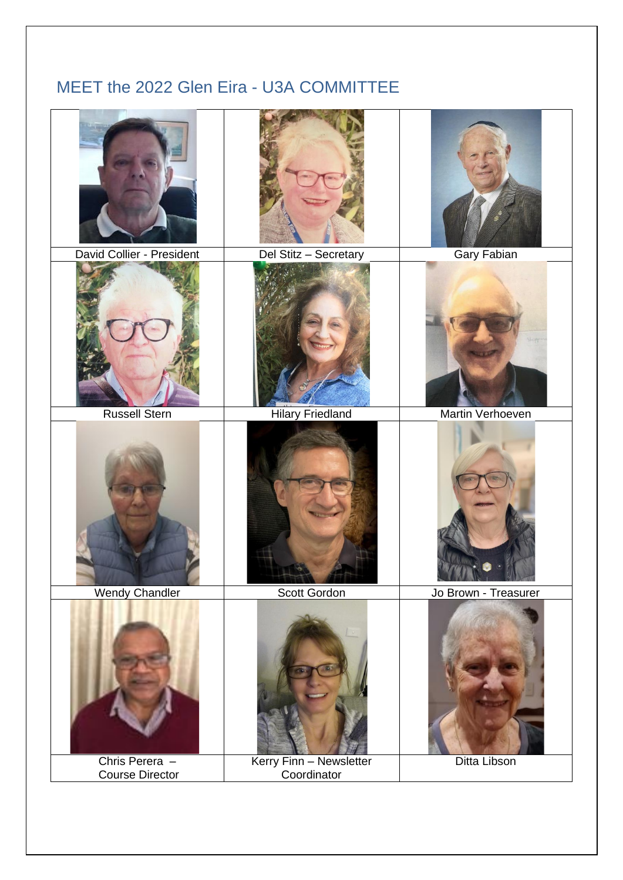## MEET the 2022 Glen Eira - U3A COMMITTEE

| | | |
|---|---|---|
| David Collier - President | Del Stitz – Secretary | Gary Fabian |
| Russell Stern | Hilary Friedland | Martin Verhoeven |
| Wendy Chandler | Scott Gordon | Jo Brown - Treasurer |
| Chris Perera – Course Director | Kerry Finn – Newsletter Coordinator | Ditta Libson |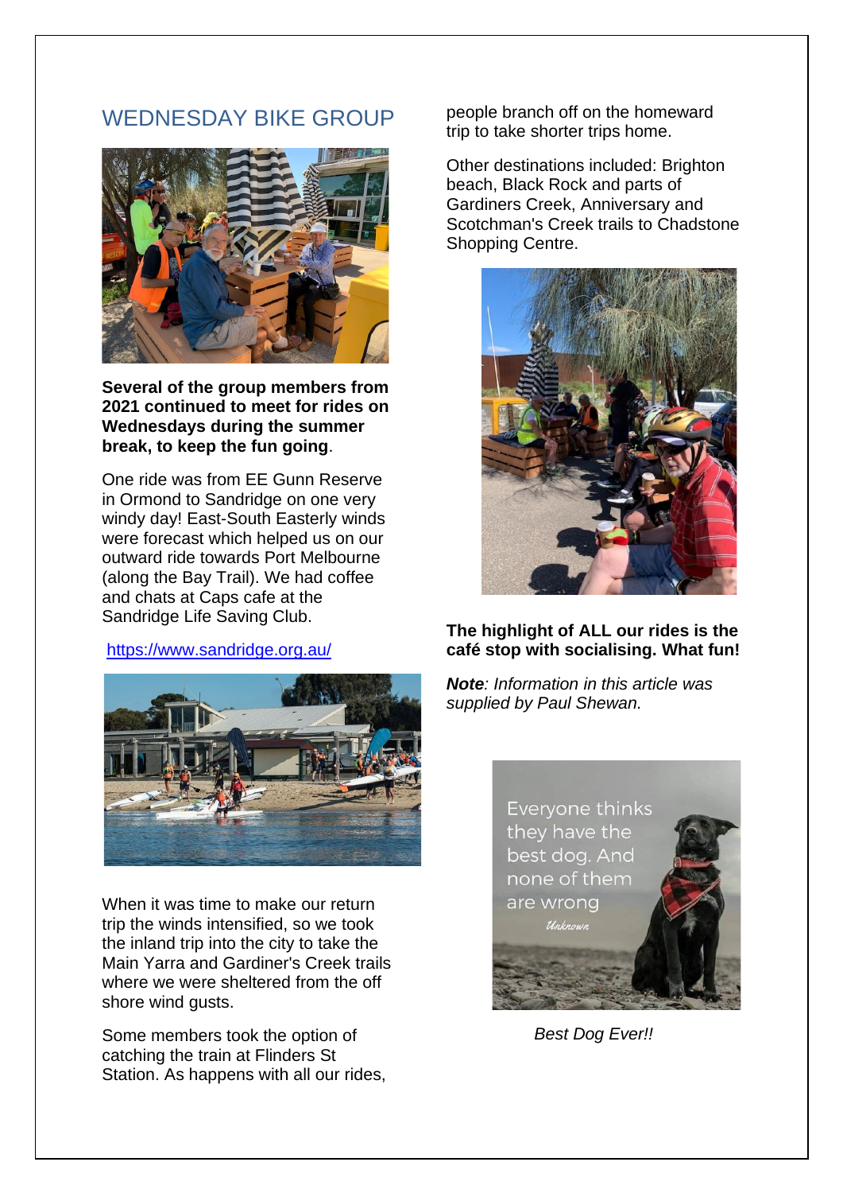## WEDNESDAY BIKE GROUP

**Several of the group members from 2021 continued to meet for rides on Wednesdays during the summer break, to keep the fun going**.

One ride was from EE Gunn Reserve in Ormond to Sandridge on one very windy day! East-South Easterly winds were forecast which helped us on our outward ride towards Port Melbourne (along the Bay Trail). We had coffee and chats at Caps cafe at the Sandridge Life Saving Club.

https://www.sandridge.org.au/

When it was time to make our return trip the winds intensified, so we took the inland trip into the city to take the Main Yarra and Gardiner's Creek trails where we were sheltered from the off shore wind gusts.

Some members took the option of catching the train at Flinders St Station. As happens with all our rides, people branch off on the homeward trip to take shorter trips home.

Other destinations included: Brighton beach, Black Rock and parts of Gardiners Creek, Anniversary and Scotchman's Creek trails to Chadstone Shopping Centre.

**The highlight of ALL our rides is the café stop with socialising. What fun!**

***Note***: *Information in this article was supplied by Paul Shewan.*

Everyone thinks they have the best dog. And none of them are wrong

*Unknown*

*Best Dog Ever!!*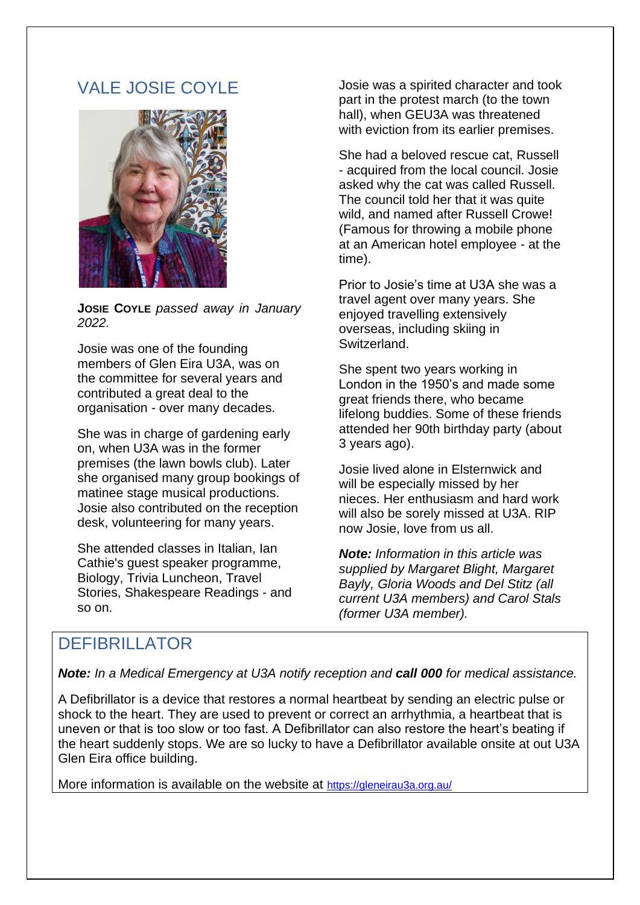## VALE JOSIE COYLE

**JOSIE COYLE** *passed away in January 2022.*

Josie was one of the founding members of Glen Eira U3A, was on the committee for several years and contributed a great deal to the organisation - over many decades.

She was in charge of gardening early on, when U3A was in the former premises (the lawn bowls club). Later she organised many group bookings of matinee stage musical productions. Josie also contributed on the reception desk, volunteering for many years.

She attended classes in Italian, Ian Cathie's guest speaker programme, Biology, Trivia Luncheon, Travel Stories, Shakespeare Readings - and so on.

Josie was a spirited character and took part in the protest march (to the town hall), when GEU3A was threatened with eviction from its earlier premises.

She had a beloved rescue cat, Russell - acquired from the local council. Josie asked why the cat was called Russell. The council told her that it was quite wild, and named after Russell Crowe! (Famous for throwing a mobile phone at an American hotel employee - at the time).

Prior to Josie's time at U3A she was a travel agent over many years. She enjoyed travelling extensively overseas, including skiing in Switzerland.

She spent two years working in London in the 1950's and made some great friends there, who became lifelong buddies. Some of these friends attended her 90th birthday party (about 3 years ago).

Josie lived alone in Elsternwick and will be especially missed by her nieces. Her enthusiasm and hard work will also be sorely missed at U3A. RIP now Josie, love from us all.

***Note:*** *Information in this article was supplied by Margaret Blight, Margaret Bayly, Gloria Woods and Del Stitz (all current U3A members) and Carol Stals (former U3A member).*

## DEFIBRILLATOR

***Note:*** *In a Medical Emergency at U3A notify reception and* ***call 000*** *for medical assistance.*

A Defibrillator is a device that restores a normal heartbeat by sending an electric pulse or shock to the heart. They are used to prevent or correct an arrhythmia, a heartbeat that is uneven or that is too slow or too fast. A Defibrillator can also restore the heart's beating if the heart suddenly stops. We are so lucky to have a Defibrillator available onsite at out U3A Glen Eira office building.

More information is available on the website at https://gleneirau3a.org.au/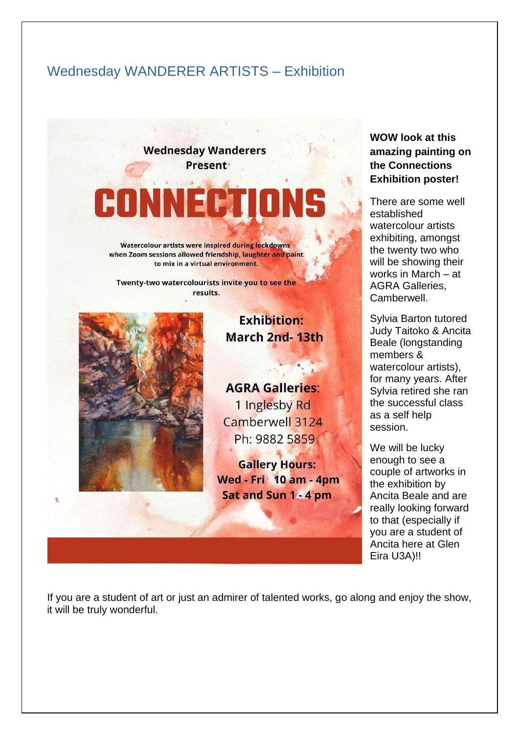# Wednesday WANDERER ARTISTS – Exhibition

**Wednesday Wanderers Present**

**CONNECTIONS**

**Watercolour artists were inspired during lockdowns when Zoom sessions allowed friendship, laughter and paint to mix in a virtual environment.**

**Twenty-two watercolourists invite you to see the results.**

**Exhibition: March 2nd- 13th**

**AGRA Galleries:**
1 Inglesby Rd
Camberwell 3124
Ph: 9882 5859

**Gallery Hours:**
**Wed - Fri 10 am - 4pm**
**Sat and Sun 1 - 4 pm**

**WOW look at this amazing painting on the Connections Exhibition poster!**

There are some well established watercolour artists exhibiting, amongst the twenty two who will be showing their works in March – at AGRA Galleries, Camberwell.

Sylvia Barton tutored Judy Taitoko & Ancita Beale (longstanding members & watercolour artists), for many years. After Sylvia retired she ran the successful class as a self help session.

We will be lucky enough to see a couple of artworks in the exhibition by Ancita Beale and are really looking forward to that (especially if you are a student of Ancita here at Glen Eira U3A)!!

If you are a student of art or just an admirer of talented works, go along and enjoy the show, it will be truly wonderful.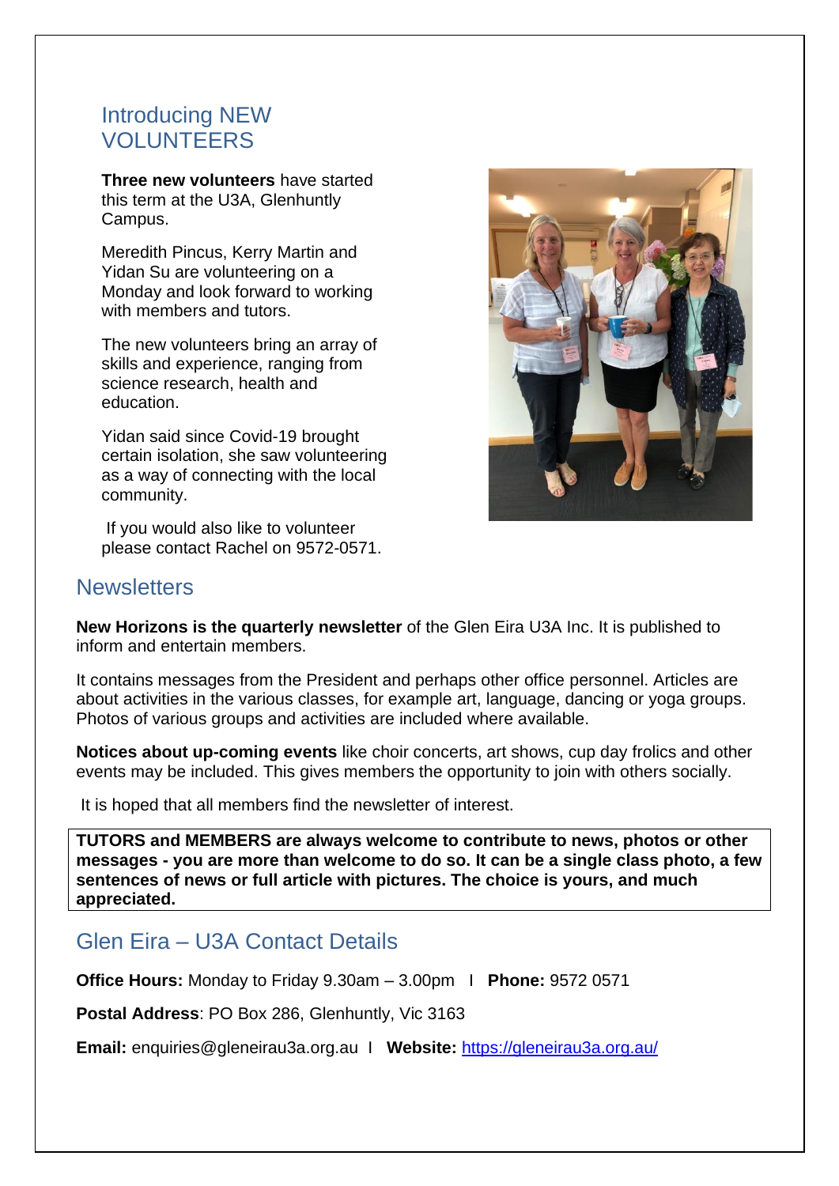## Introducing NEW VOLUNTEERS

**Three new volunteers** have started this term at the U3A, Glenhuntly Campus.

Meredith Pincus, Kerry Martin and Yidan Su are volunteering on a Monday and look forward to working with members and tutors.

The new volunteers bring an array of skills and experience, ranging from science research, health and education.

Yidan said since Covid-19 brought certain isolation, she saw volunteering as a way of connecting with the local community.

If you would also like to volunteer please contact Rachel on 9572-0571.

## Newsletters

**New Horizons is the quarterly newsletter** of the Glen Eira U3A Inc. It is published to inform and entertain members.

It contains messages from the President and perhaps other office personnel. Articles are about activities in the various classes, for example art, language, dancing or yoga groups. Photos of various groups and activities are included where available.

**Notices about up-coming events** like choir concerts, art shows, cup day frolics and other events may be included. This gives members the opportunity to join with others socially.

It is hoped that all members find the newsletter of interest.

**TUTORS and MEMBERS are always welcome to contribute to news, photos or other messages - you are more than welcome to do so. It can be a single class photo, a few sentences of news or full article with pictures. The choice is yours, and much appreciated.**

## Glen Eira – U3A Contact Details

**Office Hours:** Monday to Friday 9.30am – 3.00pm I **Phone:** 9572 0571

**Postal Address**: PO Box 286, Glenhuntly, Vic 3163

**Email:** enquiries@gleneirau3a.org.au I **Website:** https://gleneirau3a.org.au/